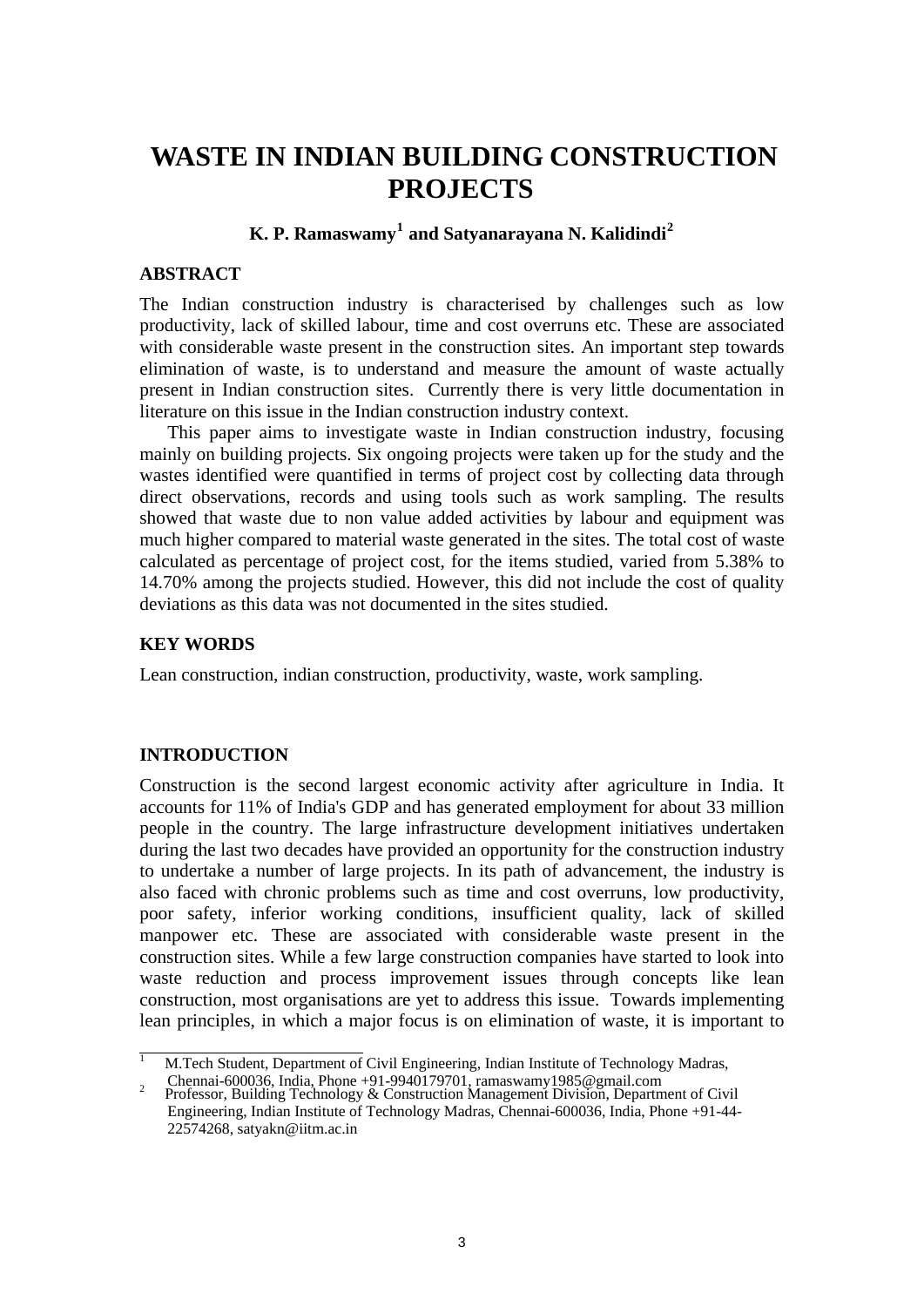# WASTE IN INDIAN BUILDING CONSTRUCTION PROJECTS

**K. P. Ramaswamy[1] and Satyanarayana N. Kalidindi[2]**

## ABSTRACT

The Indian construction industry is characterised by challenges such as low productivity, lack of skilled labour, time and cost overruns etc. These are associated with considerable waste present in the construction sites. An important step towards elimination of waste, is to understand and measure the amount of waste actually present in Indian construction sites. Currently there is very little documentation in literature on this issue in the Indian construction industry context.

This paper aims to investigate waste in Indian construction industry, focusing mainly on building projects. Six ongoing projects were taken up for the study and the wastes identified were quantified in terms of project cost by collecting data through direct observations, records and using tools such as work sampling. The results showed that waste due to non value added activities by labour and equipment was much higher compared to material waste generated in the sites. The total cost of waste calculated as percentage of project cost, for the items studied, varied from 5.38% to 14.70% among the projects studied. However, this did not include the cost of quality deviations as this data was not documented in the sites studied.

## KEY WORDS

Lean construction, indian construction, productivity, waste, work sampling.

## INTRODUCTION

Construction is the second largest economic activity after agriculture in India. It accounts for 11% of India's GDP and has generated employment for about 33 million people in the country. The large infrastructure development initiatives undertaken during the last two decades have provided an opportunity for the construction industry to undertake a number of large projects. In its path of advancement, the industry is also faced with chronic problems such as time and cost overruns, low productivity, poor safety, inferior working conditions, insufficient quality, lack of skilled manpower etc. These are associated with considerable waste present in the construction sites. While a few large construction companies have started to look into waste reduction and process improvement issues through concepts like lean construction, most organisations are yet to address this issue. Towards implementing lean principles, in which a major focus is on elimination of waste, it is important to

---

[1] M.Tech Student, Department of Civil Engineering, Indian Institute of Technology Madras, Chennai-600036, India, Phone +91-9940179701, ramaswamy1985@gmail.com

[2] Professor, Building Technology & Construction Management Division, Department of Civil Engineering, Indian Institute of Technology Madras, Chennai-600036, India, Phone +91-44-22574268, satyakn@iitm.ac.in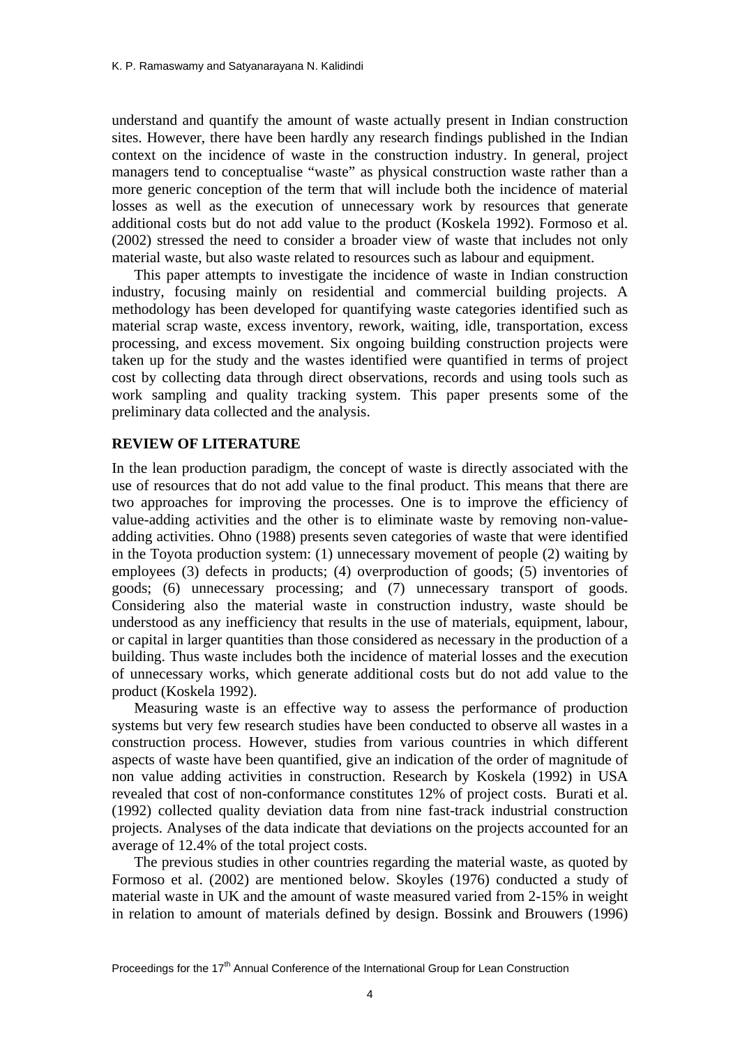understand and quantify the amount of waste actually present in Indian construction sites. However, there have been hardly any research findings published in the Indian context on the incidence of waste in the construction industry. In general, project managers tend to conceptualise "waste" as physical construction waste rather than a more generic conception of the term that will include both the incidence of material losses as well as the execution of unnecessary work by resources that generate additional costs but do not add value to the product (Koskela 1992). Formoso et al. (2002) stressed the need to consider a broader view of waste that includes not only material waste, but also waste related to resources such as labour and equipment.

This paper attempts to investigate the incidence of waste in Indian construction industry, focusing mainly on residential and commercial building projects. A methodology has been developed for quantifying waste categories identified such as material scrap waste, excess inventory, rework, waiting, idle, transportation, excess processing, and excess movement. Six ongoing building construction projects were taken up for the study and the wastes identified were quantified in terms of project cost by collecting data through direct observations, records and using tools such as work sampling and quality tracking system. This paper presents some of the preliminary data collected and the analysis.

## REVIEW OF LITERATURE

In the lean production paradigm, the concept of waste is directly associated with the use of resources that do not add value to the final product. This means that there are two approaches for improving the processes. One is to improve the efficiency of value-adding activities and the other is to eliminate waste by removing non-value-adding activities. Ohno (1988) presents seven categories of waste that were identified in the Toyota production system: (1) unnecessary movement of people (2) waiting by employees (3) defects in products; (4) overproduction of goods; (5) inventories of goods; (6) unnecessary processing; and (7) unnecessary transport of goods. Considering also the material waste in construction industry, waste should be understood as any inefficiency that results in the use of materials, equipment, labour, or capital in larger quantities than those considered as necessary in the production of a building. Thus waste includes both the incidence of material losses and the execution of unnecessary works, which generate additional costs but do not add value to the product (Koskela 1992).

Measuring waste is an effective way to assess the performance of production systems but very few research studies have been conducted to observe all wastes in a construction process. However, studies from various countries in which different aspects of waste have been quantified, give an indication of the order of magnitude of non value adding activities in construction. Research by Koskela (1992) in USA revealed that cost of non-conformance constitutes 12% of project costs. Burati et al. (1992) collected quality deviation data from nine fast-track industrial construction projects. Analyses of the data indicate that deviations on the projects accounted for an average of 12.4% of the total project costs.

The previous studies in other countries regarding the material waste, as quoted by Formoso et al. (2002) are mentioned below. Skoyles (1976) conducted a study of material waste in UK and the amount of waste measured varied from 2-15% in weight in relation to amount of materials defined by design. Bossink and Brouwers (1996)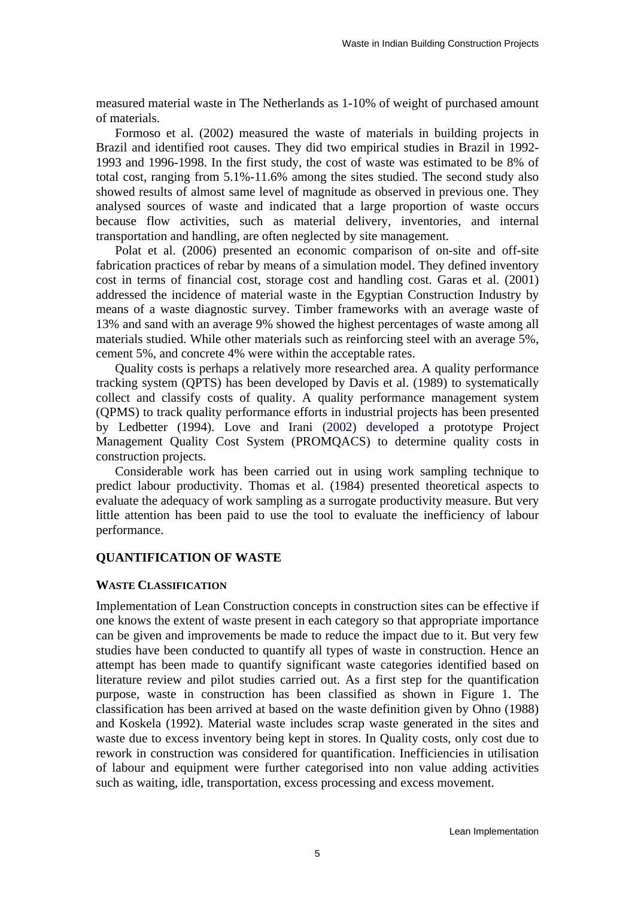measured material waste in The Netherlands as 1-10% of weight of purchased amount of materials.

Formoso et al. (2002) measured the waste of materials in building projects in Brazil and identified root causes. They did two empirical studies in Brazil in 1992-1993 and 1996-1998. In the first study, the cost of waste was estimated to be 8% of total cost, ranging from 5.1%-11.6% among the sites studied. The second study also showed results of almost same level of magnitude as observed in previous one. They analysed sources of waste and indicated that a large proportion of waste occurs because flow activities, such as material delivery, inventories, and internal transportation and handling, are often neglected by site management.

Polat et al. (2006) presented an economic comparison of on-site and off-site fabrication practices of rebar by means of a simulation model. They defined inventory cost in terms of financial cost, storage cost and handling cost. Garas et al. (2001) addressed the incidence of material waste in the Egyptian Construction Industry by means of a waste diagnostic survey. Timber frameworks with an average waste of 13% and sand with an average 9% showed the highest percentages of waste among all materials studied. While other materials such as reinforcing steel with an average 5%, cement 5%, and concrete 4% were within the acceptable rates.

Quality costs is perhaps a relatively more researched area. A quality performance tracking system (QPTS) has been developed by Davis et al. (1989) to systematically collect and classify costs of quality. A quality performance management system (QPMS) to track quality performance efforts in industrial projects has been presented by Ledbetter (1994). Love and Irani (2002) developed a prototype Project Management Quality Cost System (PROMQACS) to determine quality costs in construction projects.

Considerable work has been carried out in using work sampling technique to predict labour productivity. Thomas et al. (1984) presented theoretical aspects to evaluate the adequacy of work sampling as a surrogate productivity measure. But very little attention has been paid to use the tool to evaluate the inefficiency of labour performance.

## QUANTIFICATION OF WASTE

### WASTE CLASSIFICATION

Implementation of Lean Construction concepts in construction sites can be effective if one knows the extent of waste present in each category so that appropriate importance can be given and improvements be made to reduce the impact due to it. But very few studies have been conducted to quantify all types of waste in construction. Hence an attempt has been made to quantify significant waste categories identified based on literature review and pilot studies carried out. As a first step for the quantification purpose, waste in construction has been classified as shown in Figure 1. The classification has been arrived at based on the waste definition given by Ohno (1988) and Koskela (1992). Material waste includes scrap waste generated in the sites and waste due to excess inventory being kept in stores. In Quality costs, only cost due to rework in construction was considered for quantification. Inefficiencies in utilisation of labour and equipment were further categorised into non value adding activities such as waiting, idle, transportation, excess processing and excess movement.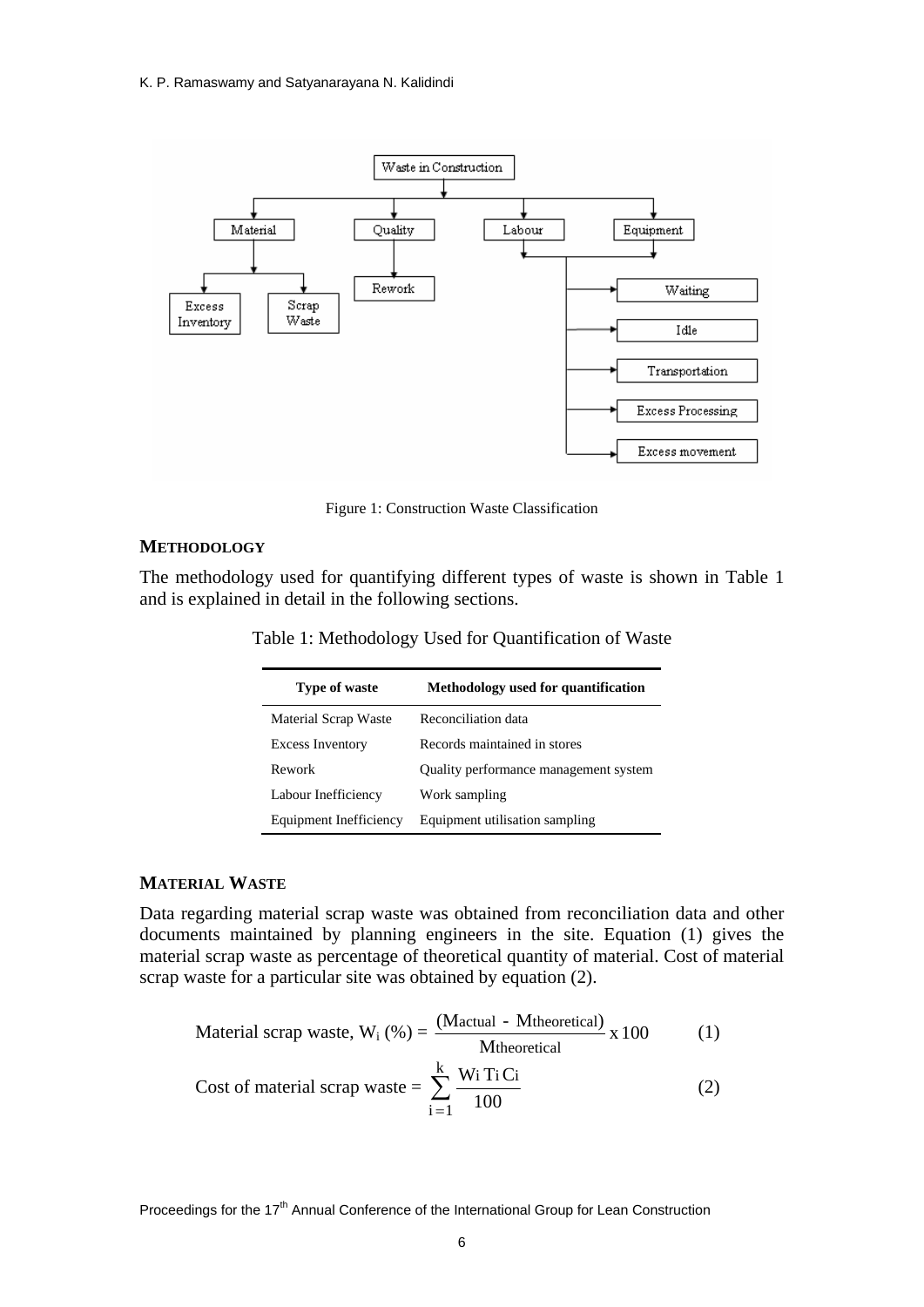Figure 1: Construction Waste Classification

## METHODOLOGY

The methodology used for quantifying different types of waste is shown in Table 1 and is explained in detail in the following sections.

Table 1: Methodology Used for Quantification of Waste

| Type of waste | Methodology used for quantification |
|---|---|
| Material Scrap Waste | Reconciliation data |
| Excess Inventory | Records maintained in stores |
| Rework | Quality performance management system |
| Labour Inefficiency | Work sampling |
| Equipment Inefficiency | Equipment utilisation sampling |

## MATERIAL WASTE

Data regarding material scrap waste was obtained from reconciliation data and other documents maintained by planning engineers in the site. Equation (1) gives the material scrap waste as percentage of theoretical quantity of material. Cost of material scrap waste for a particular site was obtained by equation (2).

$$\text{Material scrap waste, } W_i\,(\%) = \frac{(M_{\text{actual}} - M_{\text{theoretical}})}{M_{\text{theoretical}}} \times 100 \qquad (1)$$

$$\text{Cost of material scrap waste} = \sum_{i=1}^{k} \frac{W_i T_i C_i}{100} \qquad (2)$$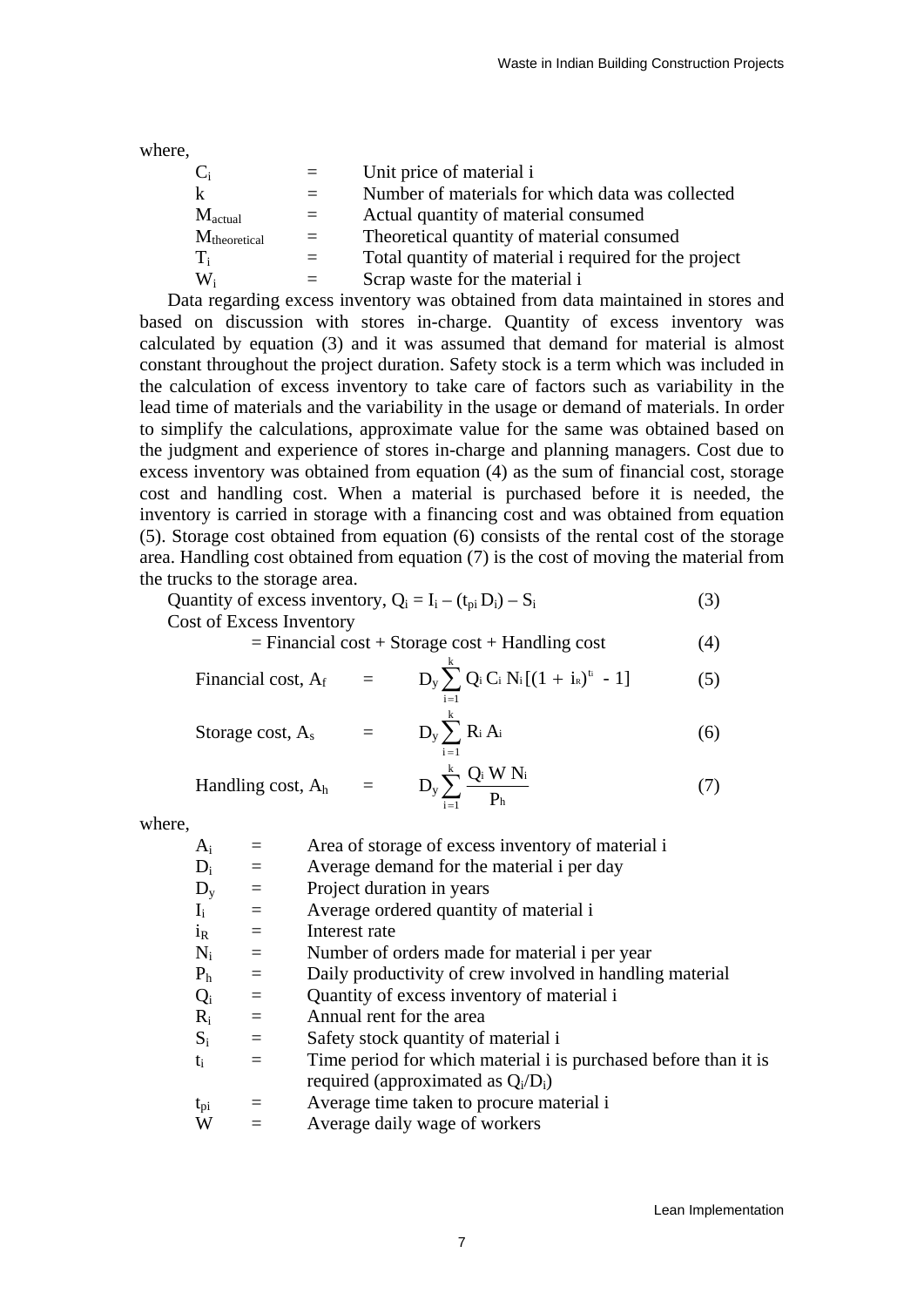where,

$C_i$ = Unit price of material i

k = Number of materials for which data was collected

$M_{actual}$ = Actual quantity of material consumed

$M_{theoretical}$ = Theoretical quantity of material consumed

$T_i$ = Total quantity of material i required for the project

$W_i$ = Scrap waste for the material i

Data regarding excess inventory was obtained from data maintained in stores and based on discussion with stores in-charge. Quantity of excess inventory was calculated by equation (3) and it was assumed that demand for material is almost constant throughout the project duration. Safety stock is a term which was included in the calculation of excess inventory to take care of factors such as variability in the lead time of materials and the variability in the usage or demand of materials. In order to simplify the calculations, approximate value for the same was obtained based on the judgment and experience of stores in-charge and planning managers. Cost due to excess inventory was obtained from equation (4) as the sum of financial cost, storage cost and handling cost. When a material is purchased before it is needed, the inventory is carried in storage with a financing cost and was obtained from equation (5). Storage cost obtained from equation (6) consists of the rental cost of the storage area. Handling cost obtained from equation (7) is the cost of moving the material from the trucks to the storage area.

Quantity of excess inventory, $Q_i = I_i - (t_{pi} D_i) - S_i$ (3)

Cost of Excess Inventory

= Financial cost + Storage cost + Handling cost (4)

$$\text{Financial cost, } A_f = D_y \sum_{i=1}^{k} Q_i \, C_i \, N_i \left[(1 + i_R)^{t_i} - 1\right] \tag{5}$$

$$\text{Storage cost, } A_s = D_y \sum_{i=1}^{k} R_i \, A_i \tag{6}$$

$$\text{Handling cost, } A_h = D_y \sum_{i=1}^{k} \frac{Q_i \, W \, N_i}{P_h} \tag{7}$$

where,

$A_i$ = Area of storage of excess inventory of material i

$D_i$ = Average demand for the material i per day

$D_y$ = Project duration in years

$I_i$ = Average ordered quantity of material i

$i_R$ = Interest rate

$N_i$ = Number of orders made for material i per year

$P_h$ = Daily productivity of crew involved in handling material

$Q_i$ = Quantity of excess inventory of material i

$R_i$ = Annual rent for the area

$S_i$ = Safety stock quantity of material i

$t_i$ = Time period for which material i is purchased before than it is required (approximated as $Q_i/D_i$)

$t_{pi}$ = Average time taken to procure material i

W = Average daily wage of workers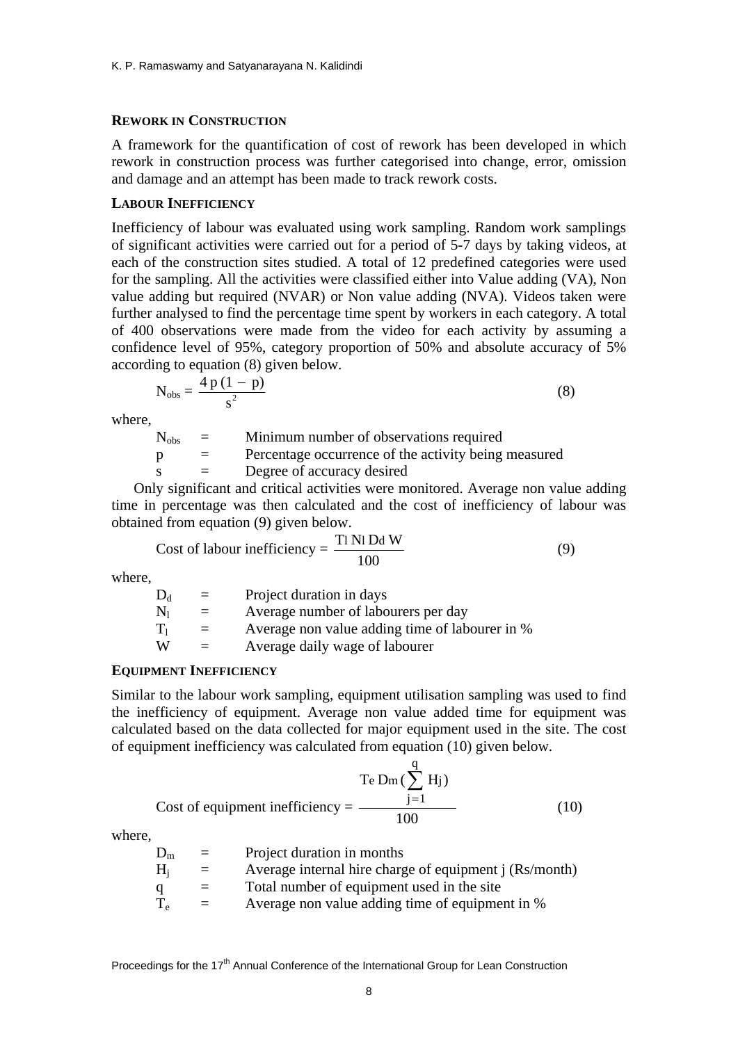### REWORK IN CONSTRUCTION

A framework for the quantification of cost of rework has been developed in which rework in construction process was further categorised into change, error, omission and damage and an attempt has been made to track rework costs.

### LABOUR INEFFICIENCY

Inefficiency of labour was evaluated using work sampling. Random work samplings of significant activities were carried out for a period of 5-7 days by taking videos, at each of the construction sites studied. A total of 12 predefined categories were used for the sampling. All the activities were classified either into Value adding (VA), Non value adding but required (NVAR) or Non value adding (NVA). Videos taken were further analysed to find the percentage time spent by workers in each category. A total of 400 observations were made from the video for each activity by assuming a confidence level of 95%, category proportion of 50% and absolute accuracy of 5% according to equation (8) given below.

$$N_{obs} = \frac{4\,p\,(1-p)}{s^2} \tag{8}$$

where,

- $N_{obs}$ = Minimum number of observations required
- $p$ = Percentage occurrence of the activity being measured
- $s$ = Degree of accuracy desired

Only significant and critical activities were monitored. Average non value adding time in percentage was then calculated and the cost of inefficiency of labour was obtained from equation (9) given below.

$$\text{Cost of labour inefficiency} = \frac{T_l\, N_l\, D_d\, W}{100} \tag{9}$$

where,

- $D_d$ = Project duration in days
- $N_l$ = Average number of labourers per day
- $T_l$ = Average non value adding time of labourer in %
- $W$ = Average daily wage of labourer

### EQUIPMENT INEFFICIENCY

Similar to the labour work sampling, equipment utilisation sampling was used to find the inefficiency of equipment. Average non value added time for equipment was calculated based on the data collected for major equipment used in the site. The cost of equipment inefficiency was calculated from equation (10) given below.

$$\text{Cost of equipment inefficiency} = \frac{T_e\, D_m\, (\sum_{j=1}^{q} H_j)}{100} \tag{10}$$

where,

- $D_m$ = Project duration in months
- $H_j$ = Average internal hire charge of equipment j (Rs/month)
- $q$ = Total number of equipment used in the site
- $T_e$ = Average non value adding time of equipment in %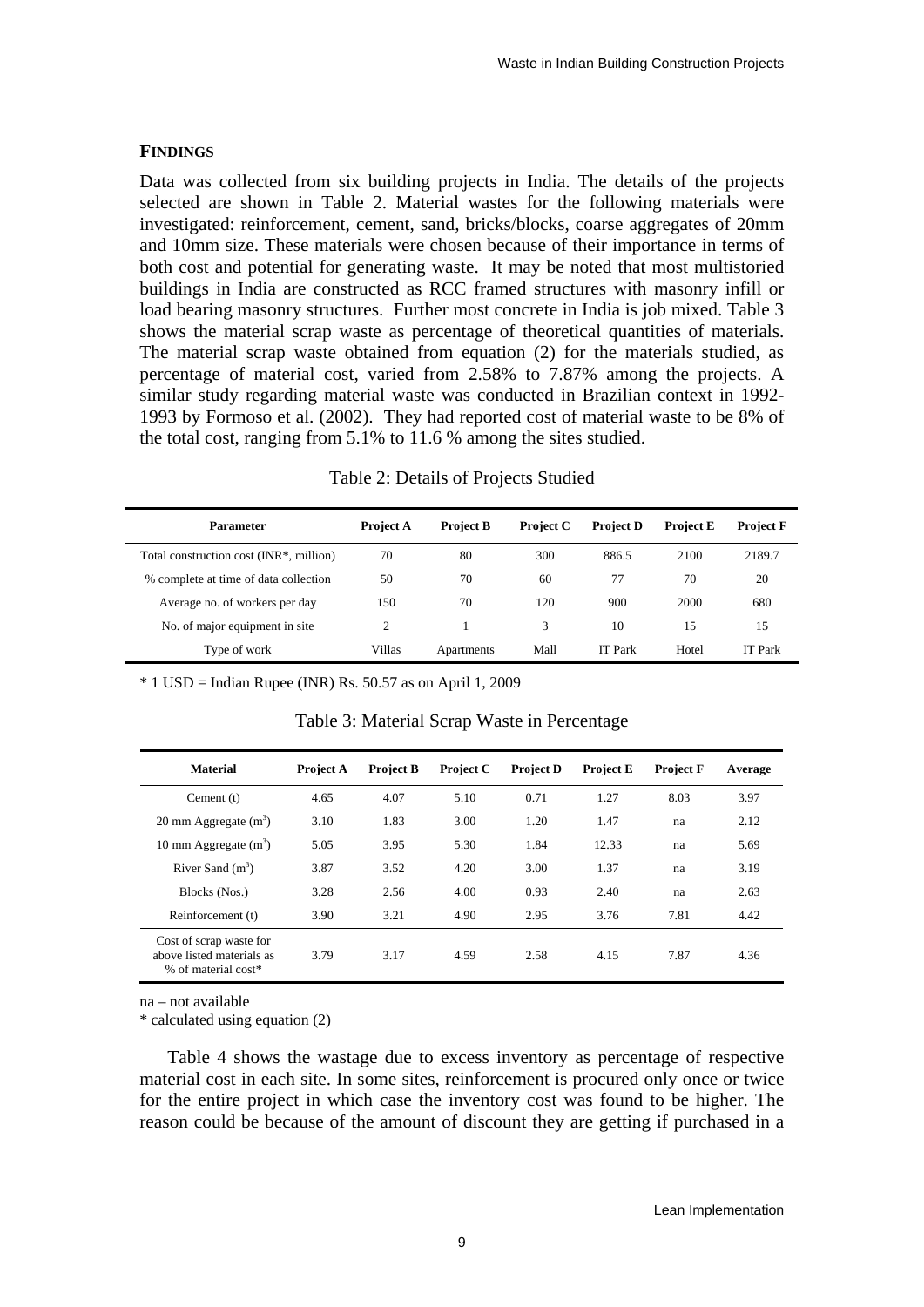## FINDINGS

Data was collected from six building projects in India. The details of the projects selected are shown in Table 2. Material wastes for the following materials were investigated: reinforcement, cement, sand, bricks/blocks, coarse aggregates of 20mm and 10mm size. These materials were chosen because of their importance in terms of both cost and potential for generating waste. It may be noted that most multistoried buildings in India are constructed as RCC framed structures with masonry infill or load bearing masonry structures. Further most concrete in India is job mixed. Table 3 shows the material scrap waste as percentage of theoretical quantities of materials. The material scrap waste obtained from equation (2) for the materials studied, as percentage of material cost, varied from 2.58% to 7.87% among the projects. A similar study regarding material waste was conducted in Brazilian context in 1992-1993 by Formoso et al. (2002). They had reported cost of material waste to be 8% of the total cost, ranging from 5.1% to 11.6 % among the sites studied.

Table 2: Details of Projects Studied

| Parameter | Project A | Project B | Project C | Project D | Project E | Project F |
|---|---|---|---|---|---|---|
| Total construction cost (INR*, million) | 70 | 80 | 300 | 886.5 | 2100 | 2189.7 |
| % complete at time of data collection | 50 | 70 | 60 | 77 | 70 | 20 |
| Average no. of workers per day | 150 | 70 | 120 | 900 | 2000 | 680 |
| No. of major equipment in site | 2 | 1 | 3 | 10 | 15 | 15 |
| Type of work | Villas | Apartments | Mall | IT Park | Hotel | IT Park |

* 1 USD = Indian Rupee (INR) Rs. 50.57 as on April 1, 2009

Table 3: Material Scrap Waste in Percentage

| Material | Project A | Project B | Project C | Project D | Project E | Project F | Average |
|---|---|---|---|---|---|---|---|
| Cement (t) | 4.65 | 4.07 | 5.10 | 0.71 | 1.27 | 8.03 | 3.97 |
| 20 mm Aggregate ($m^3$) | 3.10 | 1.83 | 3.00 | 1.20 | 1.47 | na | 2.12 |
| 10 mm Aggregate ($m^3$) | 5.05 | 3.95 | 5.30 | 1.84 | 12.33 | na | 5.69 |
| River Sand ($m^3$) | 3.87 | 3.52 | 4.20 | 3.00 | 1.37 | na | 3.19 |
| Blocks (Nos.) | 3.28 | 2.56 | 4.00 | 0.93 | 2.40 | na | 2.63 |
| Reinforcement (t) | 3.90 | 3.21 | 4.90 | 2.95 | 3.76 | 7.81 | 4.42 |
| Cost of scrap waste for above listed materials as % of material cost* | 3.79 | 3.17 | 4.59 | 2.58 | 4.15 | 7.87 | 4.36 |

na – not available

* calculated using equation (2)

Table 4 shows the wastage due to excess inventory as percentage of respective material cost in each site. In some sites, reinforcement is procured only once or twice for the entire project in which case the inventory cost was found to be higher. The reason could be because of the amount of discount they are getting if purchased in a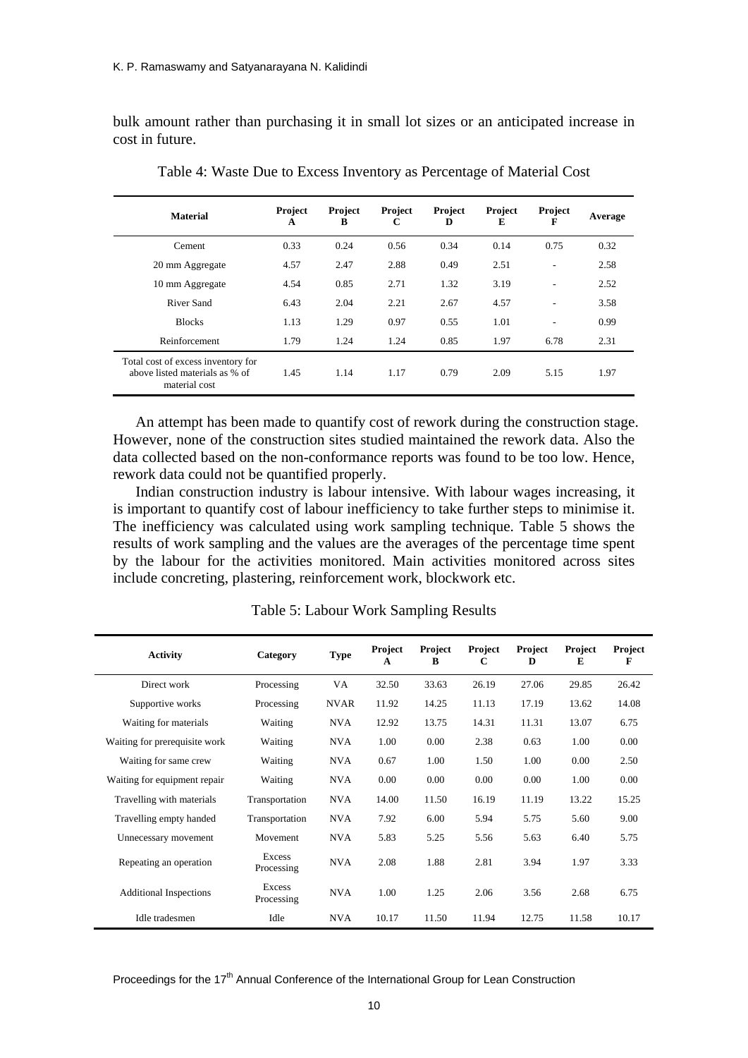bulk amount rather than purchasing it in small lot sizes or an anticipated increase in cost in future.

Table 4: Waste Due to Excess Inventory as Percentage of Material Cost

| Material | Project A | Project B | Project C | Project D | Project E | Project F | Average |
|---|---|---|---|---|---|---|---|
| Cement | 0.33 | 0.24 | 0.56 | 0.34 | 0.14 | 0.75 | 0.32 |
| 20 mm Aggregate | 4.57 | 2.47 | 2.88 | 0.49 | 2.51 | - | 2.58 |
| 10 mm Aggregate | 4.54 | 0.85 | 2.71 | 1.32 | 3.19 | - | 2.52 |
| River Sand | 6.43 | 2.04 | 2.21 | 2.67 | 4.57 | - | 3.58 |
| Blocks | 1.13 | 1.29 | 0.97 | 0.55 | 1.01 | - | 0.99 |
| Reinforcement | 1.79 | 1.24 | 1.24 | 0.85 | 1.97 | 6.78 | 2.31 |
| Total cost of excess inventory for above listed materials as % of material cost | 1.45 | 1.14 | 1.17 | 0.79 | 2.09 | 5.15 | 1.97 |

An attempt has been made to quantify cost of rework during the construction stage. However, none of the construction sites studied maintained the rework data. Also the data collected based on the non-conformance reports was found to be too low. Hence, rework data could not be quantified properly.

Indian construction industry is labour intensive. With labour wages increasing, it is important to quantify cost of labour inefficiency to take further steps to minimise it. The inefficiency was calculated using work sampling technique. Table 5 shows the results of work sampling and the values are the averages of the percentage time spent by the labour for the activities monitored. Main activities monitored across sites include concreting, plastering, reinforcement work, blockwork etc.

Table 5: Labour Work Sampling Results

| Activity | Category | Type | Project A | Project B | Project C | Project D | Project E | Project F |
|---|---|---|---|---|---|---|---|---|
| Direct work | Processing | VA | 32.50 | 33.63 | 26.19 | 27.06 | 29.85 | 26.42 |
| Supportive works | Processing | NVAR | 11.92 | 14.25 | 11.13 | 17.19 | 13.62 | 14.08 |
| Waiting for materials | Waiting | NVA | 12.92 | 13.75 | 14.31 | 11.31 | 13.07 | 6.75 |
| Waiting for prerequisite work | Waiting | NVA | 1.00 | 0.00 | 2.38 | 0.63 | 1.00 | 0.00 |
| Waiting for same crew | Waiting | NVA | 0.67 | 1.00 | 1.50 | 1.00 | 0.00 | 2.50 |
| Waiting for equipment repair | Waiting | NVA | 0.00 | 0.00 | 0.00 | 0.00 | 1.00 | 0.00 |
| Travelling with materials | Transportation | NVA | 14.00 | 11.50 | 16.19 | 11.19 | 13.22 | 15.25 |
| Travelling empty handed | Transportation | NVA | 7.92 | 6.00 | 5.94 | 5.75 | 5.60 | 9.00 |
| Unnecessary movement | Movement | NVA | 5.83 | 5.25 | 5.56 | 5.63 | 6.40 | 5.75 |
| Repeating an operation | Excess Processing | NVA | 2.08 | 1.88 | 2.81 | 3.94 | 1.97 | 3.33 |
| Additional Inspections | Excess Processing | NVA | 1.00 | 1.25 | 2.06 | 3.56 | 2.68 | 6.75 |
| Idle tradesmen | Idle | NVA | 10.17 | 11.50 | 11.94 | 12.75 | 11.58 | 10.17 |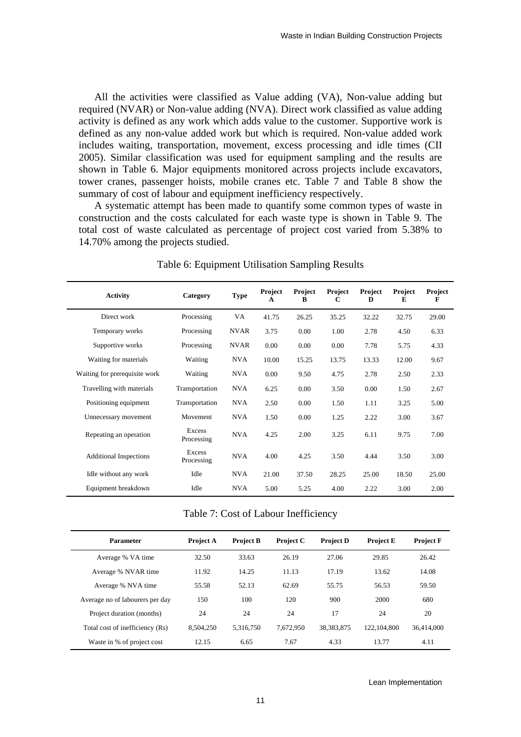All the activities were classified as Value adding (VA), Non-value adding but required (NVAR) or Non-value adding (NVA). Direct work classified as value adding activity is defined as any work which adds value to the customer. Supportive work is defined as any non-value added work but which is required. Non-value added work includes waiting, transportation, movement, excess processing and idle times (CII 2005). Similar classification was used for equipment sampling and the results are shown in Table 6. Major equipments monitored across projects include excavators, tower cranes, passenger hoists, mobile cranes etc. Table 7 and Table 8 show the summary of cost of labour and equipment inefficiency respectively.

A systematic attempt has been made to quantify some common types of waste in construction and the costs calculated for each waste type is shown in Table 9. The total cost of waste calculated as percentage of project cost varied from 5.38% to 14.70% among the projects studied.

Table 6: Equipment Utilisation Sampling Results

| Activity | Category | Type | Project A | Project B | Project C | Project D | Project E | Project F |
|---|---|---|---|---|---|---|---|---|
| Direct work | Processing | VA | 41.75 | 26.25 | 35.25 | 32.22 | 32.75 | 29.00 |
| Temporary works | Processing | NVAR | 3.75 | 0.00 | 1.00 | 2.78 | 4.50 | 6.33 |
| Supportive works | Processing | NVAR | 0.00 | 0.00 | 0.00 | 7.78 | 5.75 | 4.33 |
| Waiting for materials | Waiting | NVA | 10.00 | 15.25 | 13.75 | 13.33 | 12.00 | 9.67 |
| Waiting for prerequisite work | Waiting | NVA | 0.00 | 9.50 | 4.75 | 2.78 | 2.50 | 2.33 |
| Travelling with materials | Transportation | NVA | 6.25 | 0.00 | 3.50 | 0.00 | 1.50 | 2.67 |
| Positioning equipment | Transportation | NVA | 2.50 | 0.00 | 1.50 | 1.11 | 3.25 | 5.00 |
| Unnecessary movement | Movement | NVA | 1.50 | 0.00 | 1.25 | 2.22 | 3.00 | 3.67 |
| Repeating an operation | Excess Processing | NVA | 4.25 | 2.00 | 3.25 | 6.11 | 9.75 | 7.00 |
| Additional Inspections | Excess Processing | NVA | 4.00 | 4.25 | 3.50 | 4.44 | 3.50 | 3.00 |
| Idle without any work | Idle | NVA | 21.00 | 37.50 | 28.25 | 25.00 | 18.50 | 25.00 |
| Equipment breakdown | Idle | NVA | 5.00 | 5.25 | 4.00 | 2.22 | 3.00 | 2.00 |

Table 7: Cost of Labour Inefficiency

| Parameter | Project A | Project B | Project C | Project D | Project E | Project F |
|---|---|---|---|---|---|---|
| Average % VA time | 32.50 | 33.63 | 26.19 | 27.06 | 29.85 | 26.42 |
| Average % NVAR time | 11.92 | 14.25 | 11.13 | 17.19 | 13.62 | 14.08 |
| Average % NVA time | 55.58 | 52.13 | 62.69 | 55.75 | 56.53 | 59.50 |
| Average no of labourers per day | 150 | 100 | 120 | 900 | 2000 | 680 |
| Project duration (months) | 24 | 24 | 24 | 17 | 24 | 20 |
| Total cost of inefficiency (Rs) | 8,504,250 | 5,316,750 | 7,672,950 | 38,383,875 | 122,104,800 | 36,414,000 |
| Waste in % of project cost | 12.15 | 6.65 | 7.67 | 4.33 | 13.77 | 4.11 |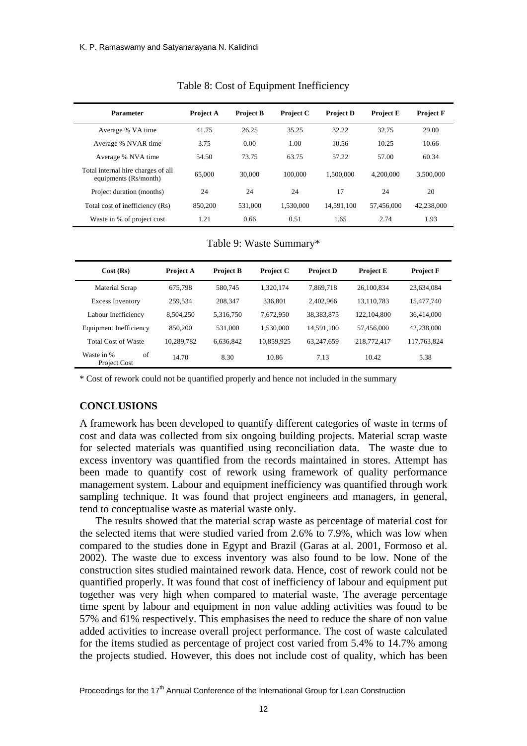Table 8: Cost of Equipment Inefficiency

| Parameter | Project A | Project B | Project C | Project D | Project E | Project F |
|---|---|---|---|---|---|---|
| Average % VA time | 41.75 | 26.25 | 35.25 | 32.22 | 32.75 | 29.00 |
| Average % NVAR time | 3.75 | 0.00 | 1.00 | 10.56 | 10.25 | 10.66 |
| Average % NVA time | 54.50 | 73.75 | 63.75 | 57.22 | 57.00 | 60.34 |
| Total internal hire charges of all equipments (Rs/month) | 65,000 | 30,000 | 100,000 | 1,500,000 | 4,200,000 | 3,500,000 |
| Project duration (months) | 24 | 24 | 24 | 17 | 24 | 20 |
| Total cost of inefficiency (Rs) | 850,200 | 531,000 | 1,530,000 | 14,591,100 | 57,456,000 | 42,238,000 |
| Waste in % of project cost | 1.21 | 0.66 | 0.51 | 1.65 | 2.74 | 1.93 |

Table 9: Waste Summary*

| Cost (Rs) | Project A | Project B | Project C | Project D | Project E | Project F |
|---|---|---|---|---|---|---|
| Material Scrap | 675,798 | 580,745 | 1,320,174 | 7,869,718 | 26,100,834 | 23,634,084 |
| Excess Inventory | 259,534 | 208,347 | 336,801 | 2,402,966 | 13,110,783 | 15,477,740 |
| Labour Inefficiency | 8,504,250 | 5,316,750 | 7,672,950 | 38,383,875 | 122,104,800 | 36,414,000 |
| Equipment Inefficiency | 850,200 | 531,000 | 1,530,000 | 14,591,100 | 57,456,000 | 42,238,000 |
| Total Cost of Waste | 10,289,782 | 6,636,842 | 10,859,925 | 63,247,659 | 218,772,417 | 117,763,824 |
| Waste in % of Project Cost | 14.70 | 8.30 | 10.86 | 7.13 | 10.42 | 5.38 |

\* Cost of rework could not be quantified properly and hence not included in the summary

## CONCLUSIONS

A framework has been developed to quantify different categories of waste in terms of cost and data was collected from six ongoing building projects. Material scrap waste for selected materials was quantified using reconciliation data. The waste due to excess inventory was quantified from the records maintained in stores. Attempt has been made to quantify cost of rework using framework of quality performance management system. Labour and equipment inefficiency was quantified through work sampling technique. It was found that project engineers and managers, in general, tend to conceptualise waste as material waste only.

The results showed that the material scrap waste as percentage of material cost for the selected items that were studied varied from 2.6% to 7.9%, which was low when compared to the studies done in Egypt and Brazil (Garas at al. 2001, Formoso et al. 2002). The waste due to excess inventory was also found to be low. None of the construction sites studied maintained rework data. Hence, cost of rework could not be quantified properly. It was found that cost of inefficiency of labour and equipment put together was very high when compared to material waste. The average percentage time spent by labour and equipment in non value adding activities was found to be 57% and 61% respectively. This emphasises the need to reduce the share of non value added activities to increase overall project performance. The cost of waste calculated for the items studied as percentage of project cost varied from 5.4% to 14.7% among the projects studied. However, this does not include cost of quality, which has been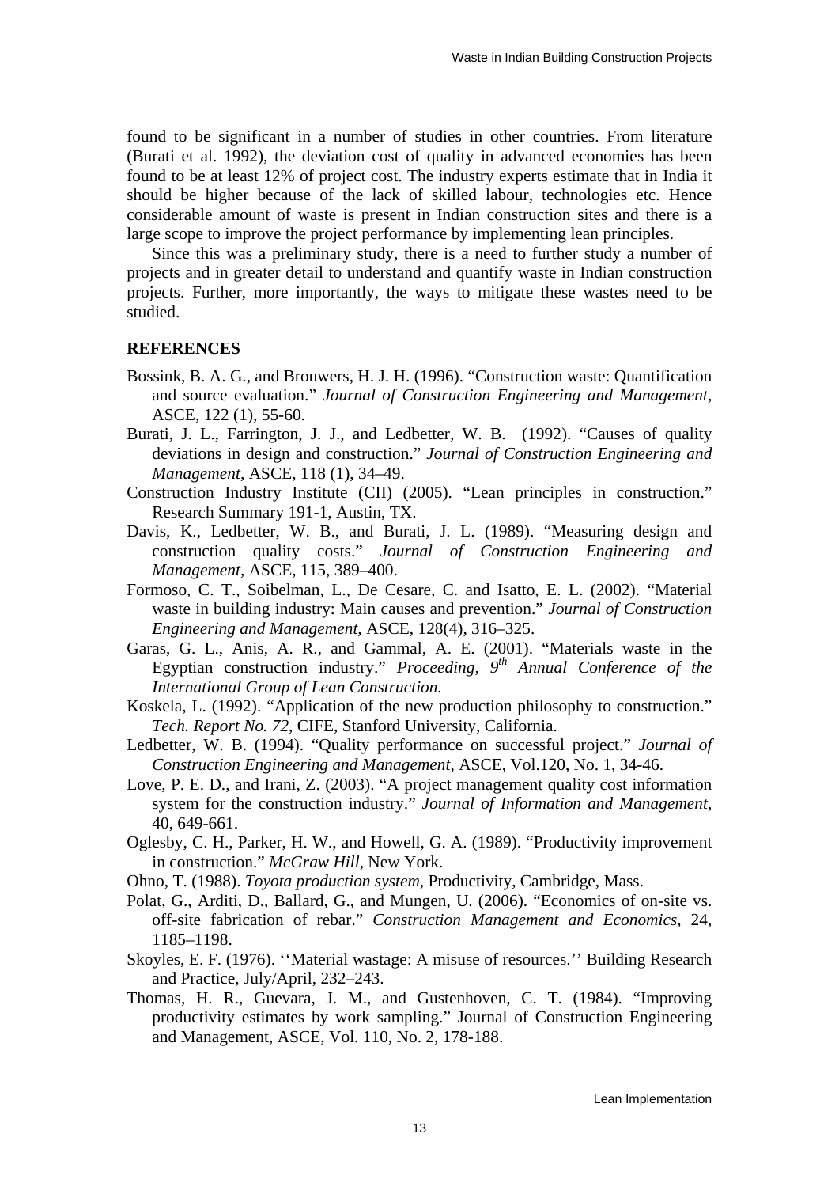found to be significant in a number of studies in other countries. From literature (Burati et al. 1992), the deviation cost of quality in advanced economies has been found to be at least 12% of project cost. The industry experts estimate that in India it should be higher because of the lack of skilled labour, technologies etc. Hence considerable amount of waste is present in Indian construction sites and there is a large scope to improve the project performance by implementing lean principles.

Since this was a preliminary study, there is a need to further study a number of projects and in greater detail to understand and quantify waste in Indian construction projects. Further, more importantly, the ways to mitigate these wastes need to be studied.

## REFERENCES

Bossink, B. A. G., and Brouwers, H. J. H. (1996). "Construction waste: Quantification and source evaluation." *Journal of Construction Engineering and Management*, ASCE, 122 (1), 55-60.

Burati, J. L., Farrington, J. J., and Ledbetter, W. B. (1992). "Causes of quality deviations in design and construction." *Journal of Construction Engineering and Management*, ASCE, 118 (1), 34–49.

Construction Industry Institute (CII) (2005). "Lean principles in construction." Research Summary 191-1, Austin, TX.

Davis, K., Ledbetter, W. B., and Burati, J. L. (1989). "Measuring design and construction quality costs." *Journal of Construction Engineering and Management*, ASCE, 115, 389–400.

Formoso, C. T., Soibelman, L., De Cesare, C. and Isatto, E. L. (2002). "Material waste in building industry: Main causes and prevention." *Journal of Construction Engineering and Management,* ASCE, 128(4), 316–325.

Garas, G. L., Anis, A. R., and Gammal, A. E. (2001). "Materials waste in the Egyptian construction industry." *Proceeding, 9th Annual Conference of the International Group of Lean Construction.*

Koskela, L. (1992). "Application of the new production philosophy to construction." *Tech. Report No. 72*, CIFE, Stanford University, California.

Ledbetter, W. B. (1994). "Quality performance on successful project." *Journal of Construction Engineering and Management*, ASCE, Vol.120, No. 1, 34-46.

Love, P. E. D., and Irani, Z. (2003). "A project management quality cost information system for the construction industry." *Journal of Information and Management*, 40, 649-661.

Oglesby, C. H., Parker, H. W., and Howell, G. A. (1989). "Productivity improvement in construction." *McGraw Hill*, New York.

Ohno, T. (1988). *Toyota production system*, Productivity, Cambridge, Mass.

Polat, G., Arditi, D., Ballard, G., and Mungen, U. (2006). "Economics of on-site vs. off-site fabrication of rebar." *Construction Management and Economics*, 24, 1185–1198.

Skoyles, E. F. (1976). ''Material wastage: A misuse of resources.'' Building Research and Practice, July/April, 232–243.

Thomas, H. R., Guevara, J. M., and Gustenhoven, C. T. (1984). "Improving productivity estimates by work sampling." Journal of Construction Engineering and Management, ASCE, Vol. 110, No. 2, 178-188.